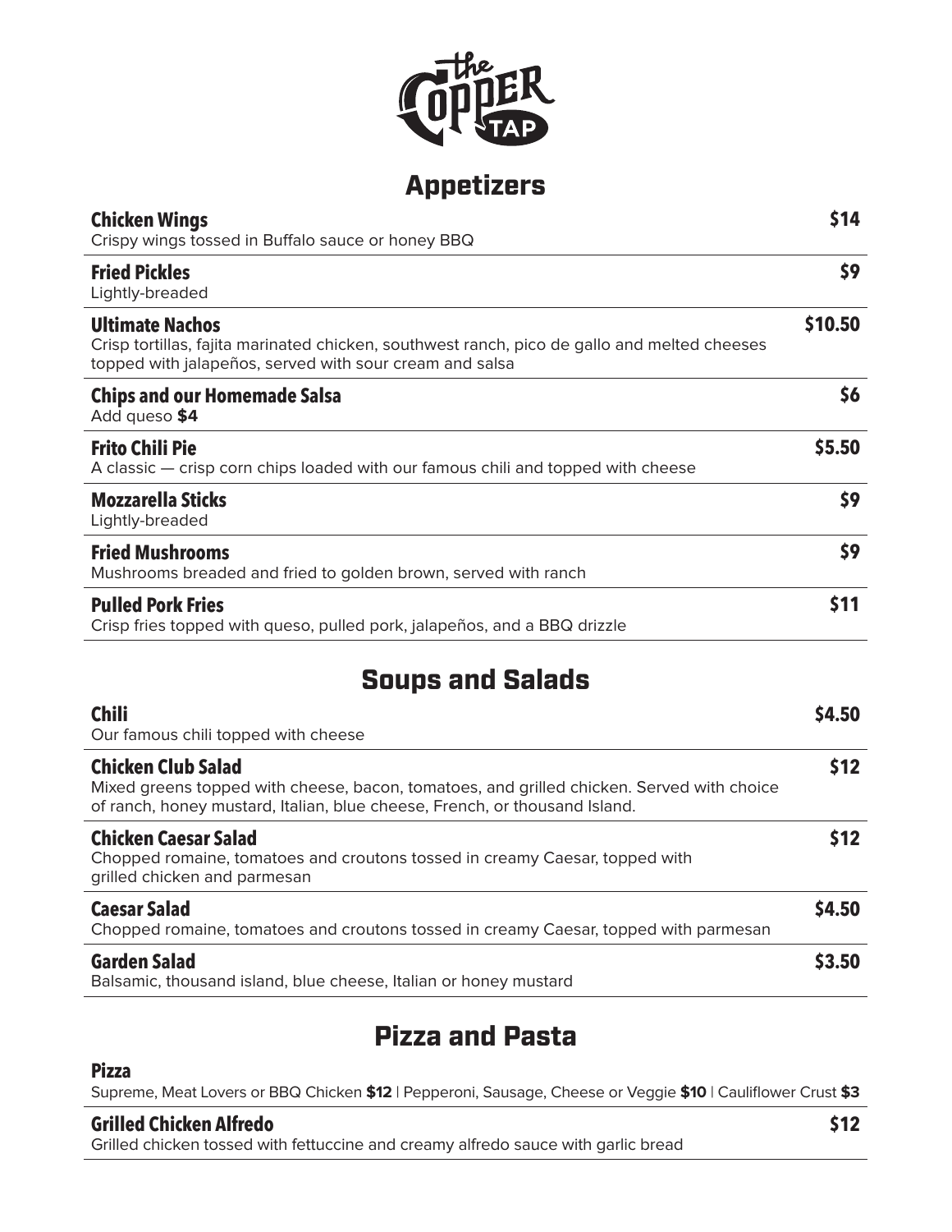# The Copper Tap

## Appetizers

**Chicken Wings** — **$14**
Crispy wings tossed in Buffalo sauce or honey BBQ

**Fried Pickles** — **$9**
Lightly-breaded

**Ultimate Nachos** — **$10.50**
Crisp tortillas, fajita marinated chicken, southwest ranch, pico de gallo and melted cheeses topped with jalapeños, served with sour cream and salsa

**Chips and our Homemade Salsa** — **$6**
Add queso **$4**

**Frito Chili Pie** — **$5.50**
A classic — crisp corn chips loaded with our famous chili and topped with cheese

**Mozzarella Sticks** — **$9**
Lightly-breaded

**Fried Mushrooms** — **$9**
Mushrooms breaded and fried to golden brown, served with ranch

**Pulled Pork Fries** — **$11**
Crisp fries topped with queso, pulled pork, jalapeños, and a BBQ drizzle

## Soups and Salads

**Chili** — **$4.50**
Our famous chili topped with cheese

**Chicken Club Salad** — **$12**
Mixed greens topped with cheese, bacon, tomatoes, and grilled chicken. Served with choice of ranch, honey mustard, Italian, blue cheese, French, or thousand Island.

**Chicken Caesar Salad** — **$12**
Chopped romaine, tomatoes and croutons tossed in creamy Caesar, topped with grilled chicken and parmesan

**Caesar Salad** — **$4.50**
Chopped romaine, tomatoes and croutons tossed in creamy Caesar, topped with parmesan

**Garden Salad** — **$3.50**
Balsamic, thousand island, blue cheese, Italian or honey mustard

## Pizza and Pasta

**Pizza**
Supreme, Meat Lovers or BBQ Chicken **$12** | Pepperoni, Sausage, Cheese or Veggie **$10** | Cauliflower Crust **$3**

**Grilled Chicken Alfredo** — **$12**
Grilled chicken tossed with fettuccine and creamy alfredo sauce with garlic bread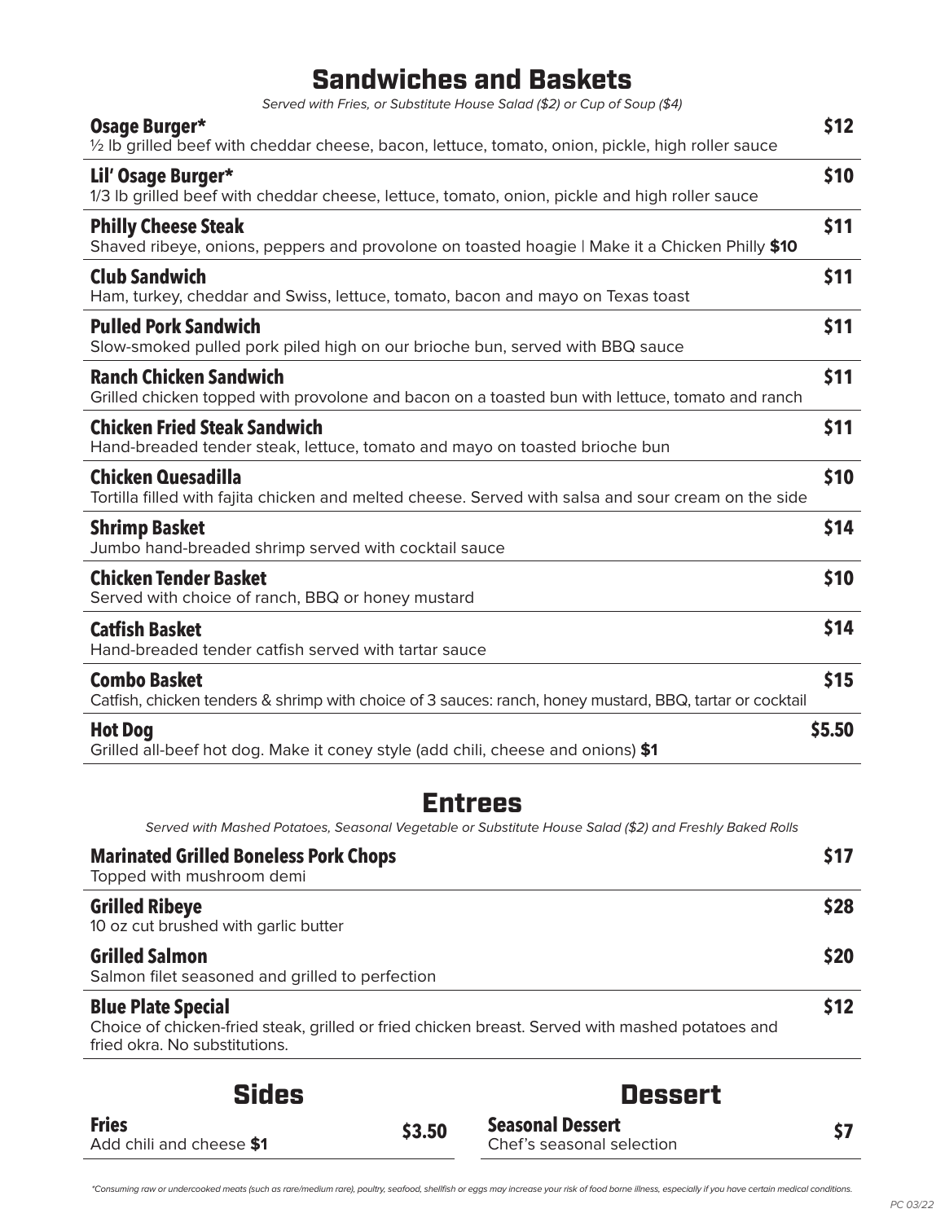# Sandwiches and Baskets

*Served with Fries, or Substitute House Salad ($2) or Cup of Soup ($4)*

**Osage Burger*** **$12**
½ lb grilled beef with cheddar cheese, bacon, lettuce, tomato, onion, pickle, high roller sauce

**Lil' Osage Burger*** **$10**
1/3 lb grilled beef with cheddar cheese, lettuce, tomato, onion, pickle and high roller sauce

**Philly Cheese Steak** **$11**
Shaved ribeye, onions, peppers and provolone on toasted hoagie | Make it a Chicken Philly **$10**

**Club Sandwich** **$11**
Ham, turkey, cheddar and Swiss, lettuce, tomato, bacon and mayo on Texas toast

**Pulled Pork Sandwich** **$11**
Slow-smoked pulled pork piled high on our brioche bun, served with BBQ sauce

**Ranch Chicken Sandwich** **$11**
Grilled chicken topped with provolone and bacon on a toasted bun with lettuce, tomato and ranch

**Chicken Fried Steak Sandwich** **$11**
Hand-breaded tender steak, lettuce, tomato and mayo on toasted brioche bun

**Chicken Quesadilla** **$10**
Tortilla filled with fajita chicken and melted cheese. Served with salsa and sour cream on the side

**Shrimp Basket** **$14**
Jumbo hand-breaded shrimp served with cocktail sauce

**Chicken Tender Basket** **$10**
Served with choice of ranch, BBQ or honey mustard

**Catfish Basket** **$14**
Hand-breaded tender catfish served with tartar sauce

**Combo Basket** **$15**
Catfish, chicken tenders & shrimp with choice of 3 sauces: ranch, honey mustard, BBQ, tartar or cocktail

**Hot Dog** **$5.50**
Grilled all-beef hot dog. Make it coney style (add chili, cheese and onions) **$1**

# Entrees

*Served with Mashed Potatoes, Seasonal Vegetable or Substitute House Salad ($2) and Freshly Baked Rolls*

**Marinated Grilled Boneless Pork Chops** **$17**
Topped with mushroom demi

**Grilled Ribeye** **$28**
10 oz cut brushed with garlic butter

**Grilled Salmon** **$20**
Salmon filet seasoned and grilled to perfection

**Blue Plate Special** **$12**
Choice of chicken-fried steak, grilled or fried chicken breast. Served with mashed potatoes and fried okra. No substitutions.

# Sides

**Fries** **$3.50**
Add chili and cheese **$1**

# Dessert

**Seasonal Dessert** **$7**
Chef's seasonal selection

*\*Consuming raw or undercooked meats (such as rare/medium rare), poultry, seafood, shellfish or eggs may increase your risk of food borne illness, especially if you have certain medical conditions.*

PC 03/22